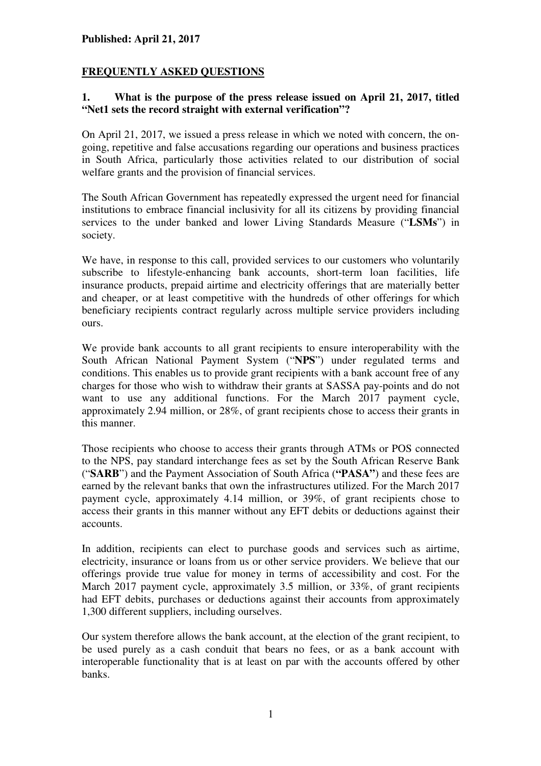**Published: April 21, 2017**

## FREQUENTLY ASKED QUESTIONS

### 1. What is the purpose of the press release issued on April 21, 2017, titled "Net1 sets the record straight with external verification"?

On April 21, 2017, we issued a press release in which we noted with concern, the on-going, repetitive and false accusations regarding our operations and business practices in South Africa, particularly those activities related to our distribution of social welfare grants and the provision of financial services.

The South African Government has repeatedly expressed the urgent need for financial institutions to embrace financial inclusivity for all its citizens by providing financial services to the under banked and lower Living Standards Measure ("**LSMs**") in society.

We have, in response to this call, provided services to our customers who voluntarily subscribe to lifestyle-enhancing bank accounts, short-term loan facilities, life insurance products, prepaid airtime and electricity offerings that are materially better and cheaper, or at least competitive with the hundreds of other offerings for which beneficiary recipients contract regularly across multiple service providers including ours.

We provide bank accounts to all grant recipients to ensure interoperability with the South African National Payment System ("**NPS**") under regulated terms and conditions. This enables us to provide grant recipients with a bank account free of any charges for those who wish to withdraw their grants at SASSA pay-points and do not want to use any additional functions. For the March 2017 payment cycle, approximately 2.94 million, or 28%, of grant recipients chose to access their grants in this manner.

Those recipients who choose to access their grants through ATMs or POS connected to the NPS, pay standard interchange fees as set by the South African Reserve Bank ("**SARB**") and the Payment Association of South Africa (**"PASA"**) and these fees are earned by the relevant banks that own the infrastructures utilized. For the March 2017 payment cycle, approximately 4.14 million, or 39%, of grant recipients chose to access their grants in this manner without any EFT debits or deductions against their accounts.

In addition, recipients can elect to purchase goods and services such as airtime, electricity, insurance or loans from us or other service providers. We believe that our offerings provide true value for money in terms of accessibility and cost. For the March 2017 payment cycle, approximately 3.5 million, or 33%, of grant recipients had EFT debits, purchases or deductions against their accounts from approximately 1,300 different suppliers, including ourselves.

Our system therefore allows the bank account, at the election of the grant recipient, to be used purely as a cash conduit that bears no fees, or as a bank account with interoperable functionality that is at least on par with the accounts offered by other banks.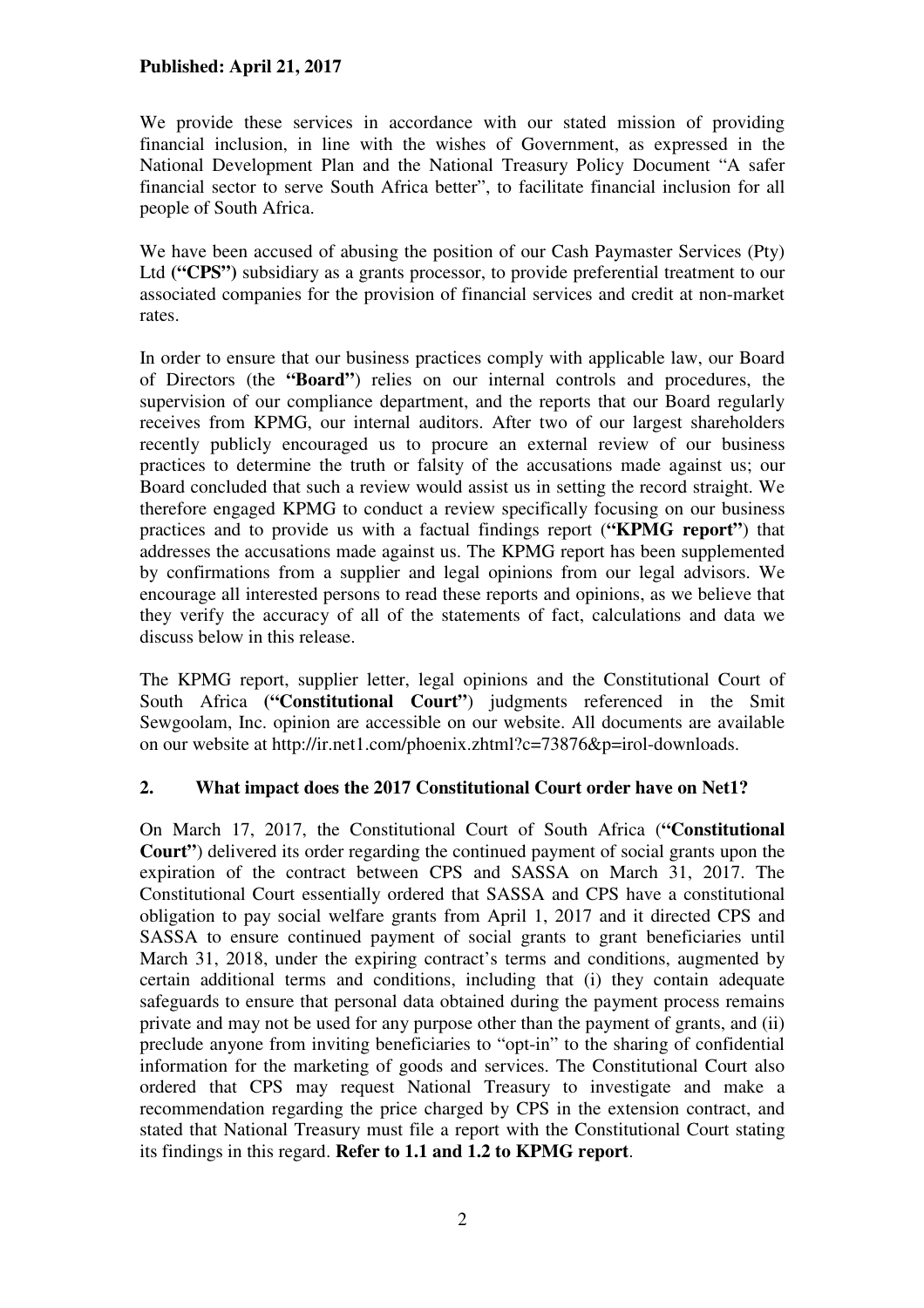**Published: April 21, 2017**

We provide these services in accordance with our stated mission of providing financial inclusion, in line with the wishes of Government, as expressed in the National Development Plan and the National Treasury Policy Document "A safer financial sector to serve South Africa better", to facilitate financial inclusion for all people of South Africa.

We have been accused of abusing the position of our Cash Paymaster Services (Pty) Ltd **("CPS")** subsidiary as a grants processor, to provide preferential treatment to our associated companies for the provision of financial services and credit at non-market rates.

In order to ensure that our business practices comply with applicable law, our Board of Directors (the **"Board"**) relies on our internal controls and procedures, the supervision of our compliance department, and the reports that our Board regularly receives from KPMG, our internal auditors. After two of our largest shareholders recently publicly encouraged us to procure an external review of our business practices to determine the truth or falsity of the accusations made against us; our Board concluded that such a review would assist us in setting the record straight. We therefore engaged KPMG to conduct a review specifically focusing on our business practices and to provide us with a factual findings report (**"KPMG report"**) that addresses the accusations made against us. The KPMG report has been supplemented by confirmations from a supplier and legal opinions from our legal advisors. We encourage all interested persons to read these reports and opinions, as we believe that they verify the accuracy of all of the statements of fact, calculations and data we discuss below in this release.

The KPMG report, supplier letter, legal opinions and the Constitutional Court of South Africa **("Constitutional Court"**) judgments referenced in the Smit Sewgoolam, Inc. opinion are accessible on our website. All documents are available on our website at http://ir.net1.com/phoenix.zhtml?c=73876&p=irol-downloads.

## 2. What impact does the 2017 Constitutional Court order have on Net1?

On March 17, 2017, the Constitutional Court of South Africa (**"Constitutional Court"**) delivered its order regarding the continued payment of social grants upon the expiration of the contract between CPS and SASSA on March 31, 2017. The Constitutional Court essentially ordered that SASSA and CPS have a constitutional obligation to pay social welfare grants from April 1, 2017 and it directed CPS and SASSA to ensure continued payment of social grants to grant beneficiaries until March 31, 2018, under the expiring contract's terms and conditions, augmented by certain additional terms and conditions, including that (i) they contain adequate safeguards to ensure that personal data obtained during the payment process remains private and may not be used for any purpose other than the payment of grants, and (ii) preclude anyone from inviting beneficiaries to "opt-in" to the sharing of confidential information for the marketing of goods and services. The Constitutional Court also ordered that CPS may request National Treasury to investigate and make a recommendation regarding the price charged by CPS in the extension contract, and stated that National Treasury must file a report with the Constitutional Court stating its findings in this regard. **Refer to 1.1 and 1.2 to KPMG report**.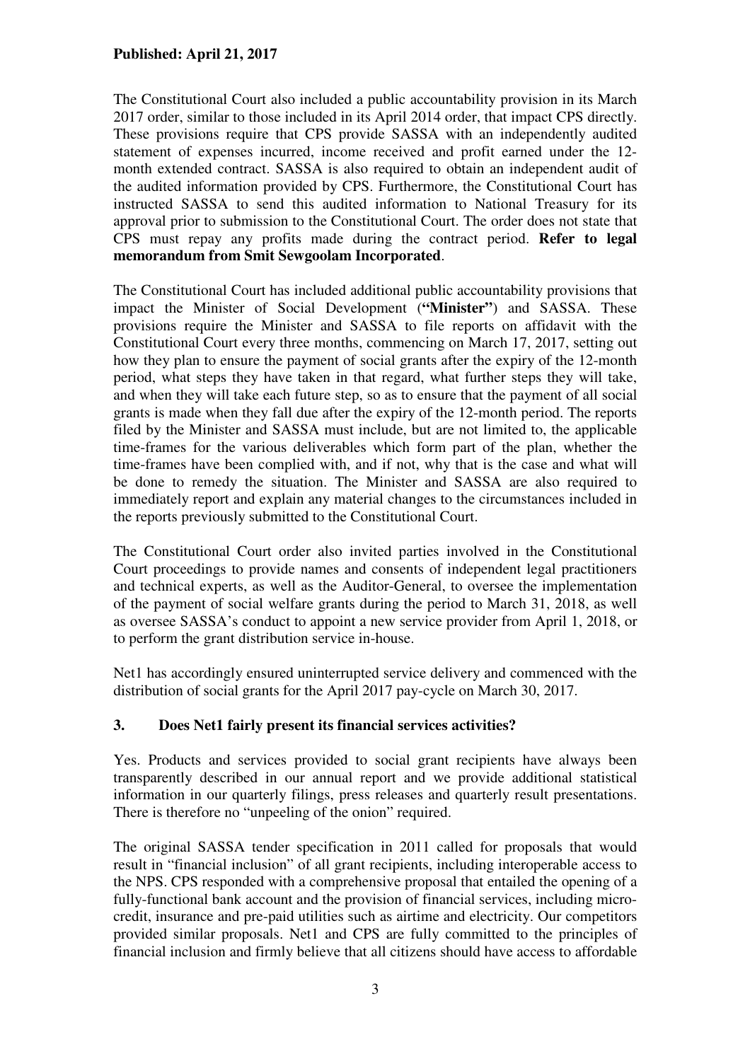**Published: April 21, 2017**

The Constitutional Court also included a public accountability provision in its March 2017 order, similar to those included in its April 2014 order, that impact CPS directly. These provisions require that CPS provide SASSA with an independently audited statement of expenses incurred, income received and profit earned under the 12-month extended contract. SASSA is also required to obtain an independent audit of the audited information provided by CPS. Furthermore, the Constitutional Court has instructed SASSA to send this audited information to National Treasury for its approval prior to submission to the Constitutional Court. The order does not state that CPS must repay any profits made during the contract period. **Refer to legal memorandum from Smit Sewgoolam Incorporated**.

The Constitutional Court has included additional public accountability provisions that impact the Minister of Social Development (**"Minister"**) and SASSA. These provisions require the Minister and SASSA to file reports on affidavit with the Constitutional Court every three months, commencing on March 17, 2017, setting out how they plan to ensure the payment of social grants after the expiry of the 12-month period, what steps they have taken in that regard, what further steps they will take, and when they will take each future step, so as to ensure that the payment of all social grants is made when they fall due after the expiry of the 12-month period. The reports filed by the Minister and SASSA must include, but are not limited to, the applicable time-frames for the various deliverables which form part of the plan, whether the time-frames have been complied with, and if not, why that is the case and what will be done to remedy the situation. The Minister and SASSA are also required to immediately report and explain any material changes to the circumstances included in the reports previously submitted to the Constitutional Court.

The Constitutional Court order also invited parties involved in the Constitutional Court proceedings to provide names and consents of independent legal practitioners and technical experts, as well as the Auditor-General, to oversee the implementation of the payment of social welfare grants during the period to March 31, 2018, as well as oversee SASSA's conduct to appoint a new service provider from April 1, 2018, or to perform the grant distribution service in-house.

Net1 has accordingly ensured uninterrupted service delivery and commenced with the distribution of social grants for the April 2017 pay-cycle on March 30, 2017.

### 3. Does Net1 fairly present its financial services activities?

Yes. Products and services provided to social grant recipients have always been transparently described in our annual report and we provide additional statistical information in our quarterly filings, press releases and quarterly result presentations. There is therefore no "unpeeling of the onion" required.

The original SASSA tender specification in 2011 called for proposals that would result in "financial inclusion" of all grant recipients, including interoperable access to the NPS. CPS responded with a comprehensive proposal that entailed the opening of a fully-functional bank account and the provision of financial services, including micro-credit, insurance and pre-paid utilities such as airtime and electricity. Our competitors provided similar proposals. Net1 and CPS are fully committed to the principles of financial inclusion and firmly believe that all citizens should have access to affordable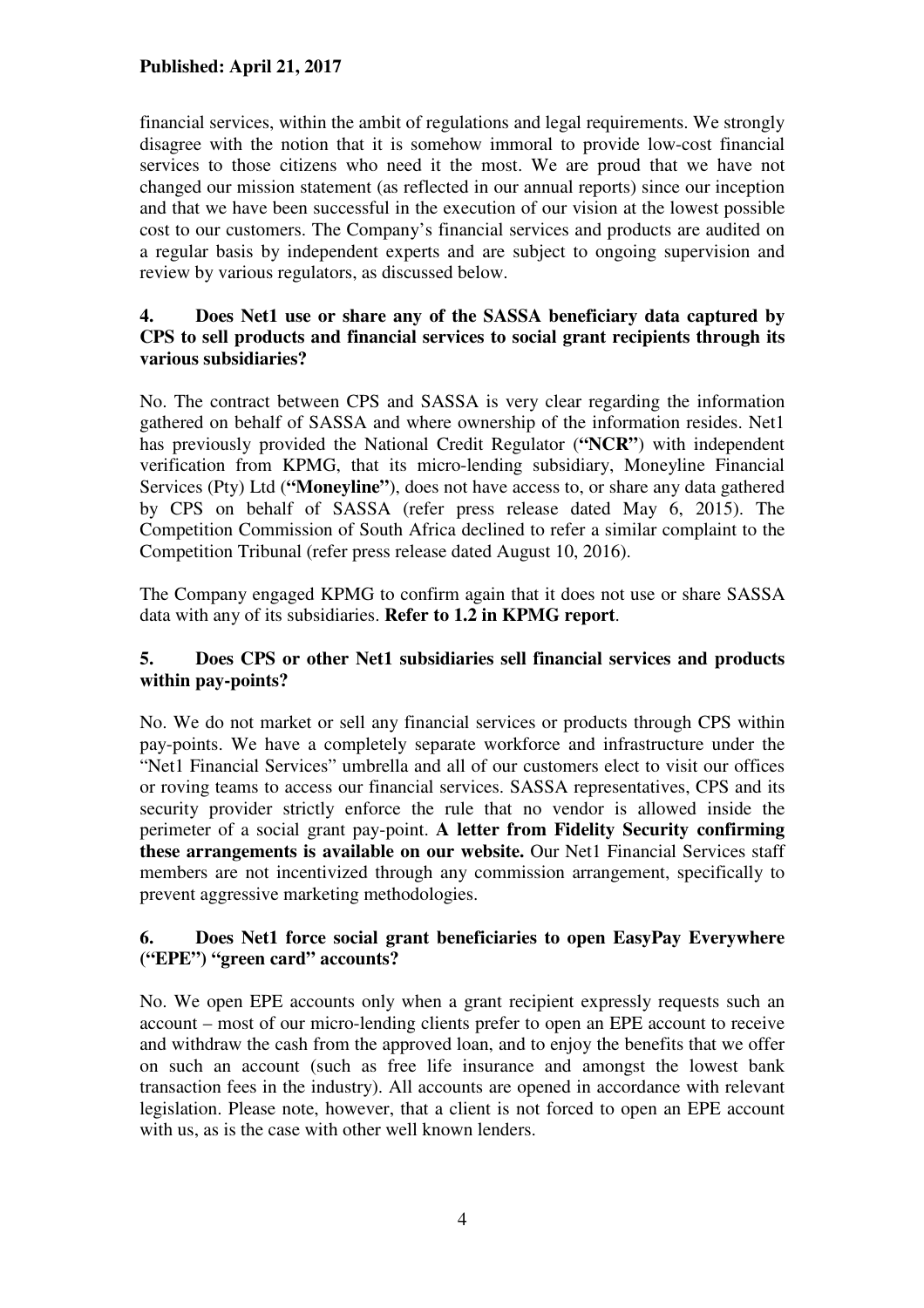financial services, within the ambit of regulations and legal requirements. We strongly disagree with the notion that it is somehow immoral to provide low-cost financial services to those citizens who need it the most. We are proud that we have not changed our mission statement (as reflected in our annual reports) since our inception and that we have been successful in the execution of our vision at the lowest possible cost to our customers. The Company's financial services and products are audited on a regular basis by independent experts and are subject to ongoing supervision and review by various regulators, as discussed below.

### 4. Does Net1 use or share any of the SASSA beneficiary data captured by CPS to sell products and financial services to social grant recipients through its various subsidiaries?

No. The contract between CPS and SASSA is very clear regarding the information gathered on behalf of SASSA and where ownership of the information resides. Net1 has previously provided the National Credit Regulator (**"NCR"**) with independent verification from KPMG, that its micro-lending subsidiary, Moneyline Financial Services (Pty) Ltd (**"Moneyline"**), does not have access to, or share any data gathered by CPS on behalf of SASSA (refer press release dated May 6, 2015). The Competition Commission of South Africa declined to refer a similar complaint to the Competition Tribunal (refer press release dated August 10, 2016).

The Company engaged KPMG to confirm again that it does not use or share SASSA data with any of its subsidiaries. **Refer to 1.2 in KPMG report**.

### 5. Does CPS or other Net1 subsidiaries sell financial services and products within pay-points?

No. We do not market or sell any financial services or products through CPS within pay-points. We have a completely separate workforce and infrastructure under the "Net1 Financial Services" umbrella and all of our customers elect to visit our offices or roving teams to access our financial services. SASSA representatives, CPS and its security provider strictly enforce the rule that no vendor is allowed inside the perimeter of a social grant pay-point. **A letter from Fidelity Security confirming these arrangements is available on our website.** Our Net1 Financial Services staff members are not incentivized through any commission arrangement, specifically to prevent aggressive marketing methodologies.

### 6. Does Net1 force social grant beneficiaries to open EasyPay Everywhere ("EPE") "green card" accounts?

No. We open EPE accounts only when a grant recipient expressly requests such an account – most of our micro-lending clients prefer to open an EPE account to receive and withdraw the cash from the approved loan, and to enjoy the benefits that we offer on such an account (such as free life insurance and amongst the lowest bank transaction fees in the industry). All accounts are opened in accordance with relevant legislation. Please note, however, that a client is not forced to open an EPE account with us, as is the case with other well known lenders.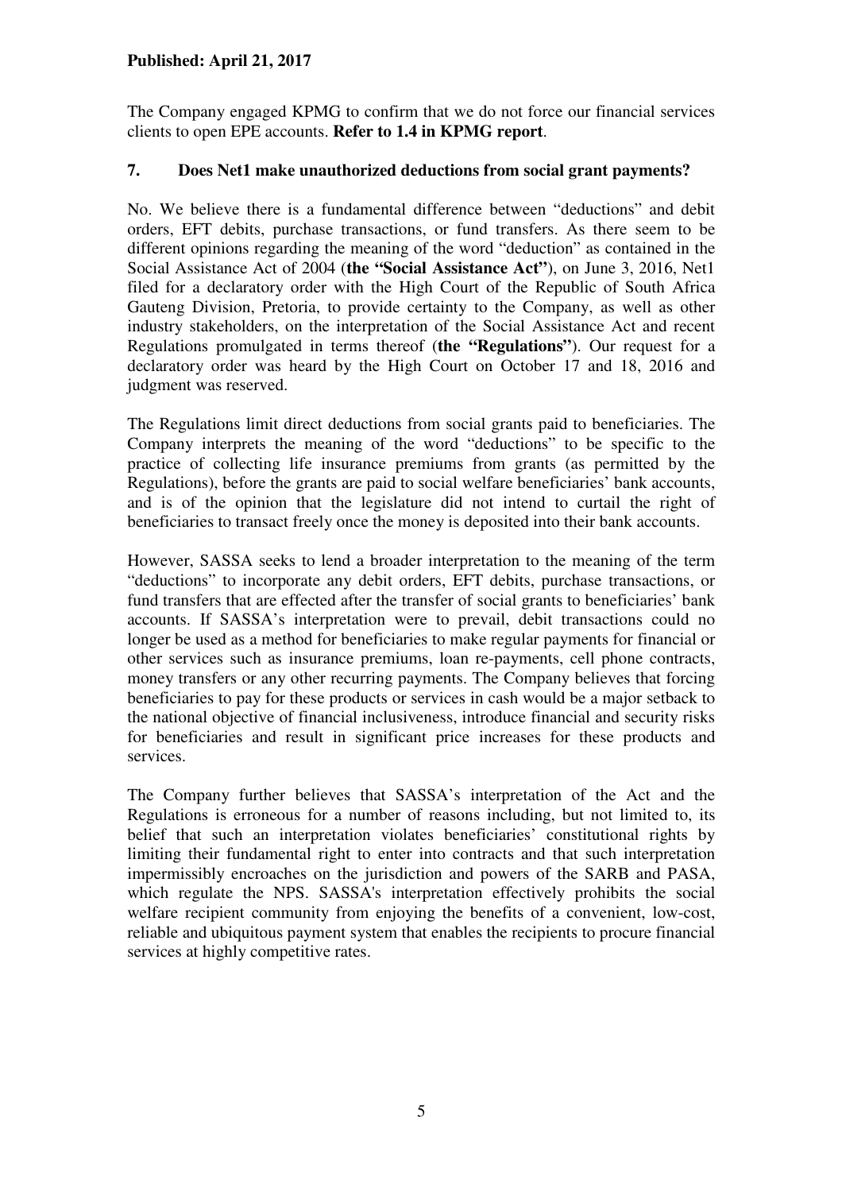**Published: April 21, 2017**

The Company engaged KPMG to confirm that we do not force our financial services clients to open EPE accounts. **Refer to 1.4 in KPMG report**.

## 7. Does Net1 make unauthorized deductions from social grant payments?

No. We believe there is a fundamental difference between "deductions" and debit orders, EFT debits, purchase transactions, or fund transfers. As there seem to be different opinions regarding the meaning of the word "deduction" as contained in the Social Assistance Act of 2004 (**the "Social Assistance Act"**), on June 3, 2016, Net1 filed for a declaratory order with the High Court of the Republic of South Africa Gauteng Division, Pretoria, to provide certainty to the Company, as well as other industry stakeholders, on the interpretation of the Social Assistance Act and recent Regulations promulgated in terms thereof (**the "Regulations"**). Our request for a declaratory order was heard by the High Court on October 17 and 18, 2016 and judgment was reserved.

The Regulations limit direct deductions from social grants paid to beneficiaries. The Company interprets the meaning of the word "deductions" to be specific to the practice of collecting life insurance premiums from grants (as permitted by the Regulations), before the grants are paid to social welfare beneficiaries' bank accounts, and is of the opinion that the legislature did not intend to curtail the right of beneficiaries to transact freely once the money is deposited into their bank accounts.

However, SASSA seeks to lend a broader interpretation to the meaning of the term "deductions" to incorporate any debit orders, EFT debits, purchase transactions, or fund transfers that are effected after the transfer of social grants to beneficiaries' bank accounts. If SASSA's interpretation were to prevail, debit transactions could no longer be used as a method for beneficiaries to make regular payments for financial or other services such as insurance premiums, loan re-payments, cell phone contracts, money transfers or any other recurring payments. The Company believes that forcing beneficiaries to pay for these products or services in cash would be a major setback to the national objective of financial inclusiveness, introduce financial and security risks for beneficiaries and result in significant price increases for these products and services.

The Company further believes that SASSA's interpretation of the Act and the Regulations is erroneous for a number of reasons including, but not limited to, its belief that such an interpretation violates beneficiaries' constitutional rights by limiting their fundamental right to enter into contracts and that such interpretation impermissibly encroaches on the jurisdiction and powers of the SARB and PASA, which regulate the NPS. SASSA's interpretation effectively prohibits the social welfare recipient community from enjoying the benefits of a convenient, low-cost, reliable and ubiquitous payment system that enables the recipients to procure financial services at highly competitive rates.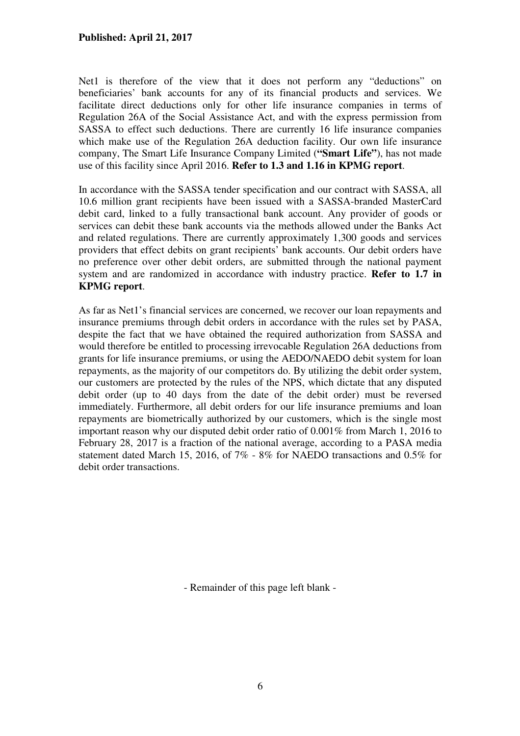Net1 is therefore of the view that it does not perform any "deductions" on beneficiaries' bank accounts for any of its financial products and services. We facilitate direct deductions only for other life insurance companies in terms of Regulation 26A of the Social Assistance Act, and with the express permission from SASSA to effect such deductions. There are currently 16 life insurance companies which make use of the Regulation 26A deduction facility. Our own life insurance company, The Smart Life Insurance Company Limited (**"Smart Life"**), has not made use of this facility since April 2016. **Refer to 1.3 and 1.16 in KPMG report**.

In accordance with the SASSA tender specification and our contract with SASSA, all 10.6 million grant recipients have been issued with a SASSA-branded MasterCard debit card, linked to a fully transactional bank account. Any provider of goods or services can debit these bank accounts via the methods allowed under the Banks Act and related regulations. There are currently approximately 1,300 goods and services providers that effect debits on grant recipients' bank accounts. Our debit orders have no preference over other debit orders, are submitted through the national payment system and are randomized in accordance with industry practice. **Refer to 1.7 in KPMG report**.

As far as Net1's financial services are concerned, we recover our loan repayments and insurance premiums through debit orders in accordance with the rules set by PASA, despite the fact that we have obtained the required authorization from SASSA and would therefore be entitled to processing irrevocable Regulation 26A deductions from grants for life insurance premiums, or using the AEDO/NAEDO debit system for loan repayments, as the majority of our competitors do. By utilizing the debit order system, our customers are protected by the rules of the NPS, which dictate that any disputed debit order (up to 40 days from the date of the debit order) must be reversed immediately. Furthermore, all debit orders for our life insurance premiums and loan repayments are biometrically authorized by our customers, which is the single most important reason why our disputed debit order ratio of 0.001% from March 1, 2016 to February 28, 2017 is a fraction of the national average, according to a PASA media statement dated March 15, 2016, of 7% - 8% for NAEDO transactions and 0.5% for debit order transactions.

- Remainder of this page left blank -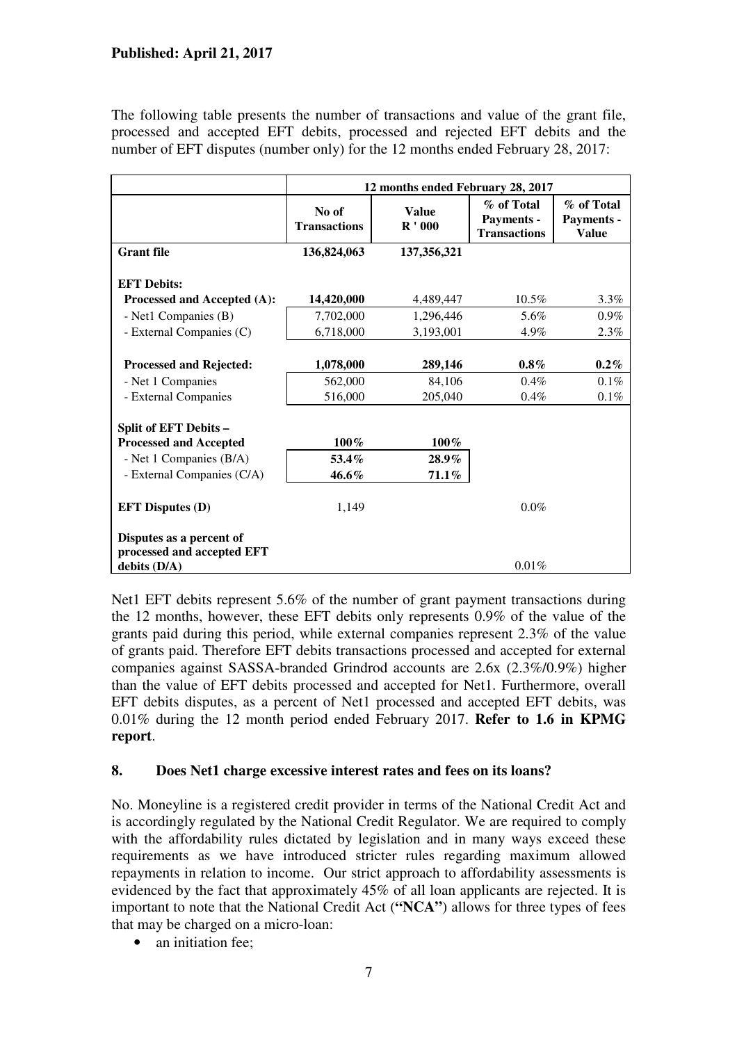**Published: April 21, 2017**

The following table presents the number of transactions and value of the grant file, processed and accepted EFT debits, processed and rejected EFT debits and the number of EFT disputes (number only) for the 12 months ended February 28, 2017:

| | 12 months ended February 28, 2017 | | | |
|---|---|---|---|---|
| | No of Transactions | Value R ' 000 | % of Total Payments - Transactions | % of Total Payments - Value |
| **Grant file** | **136,824,063** | **137,356,321** | | |
| **EFT Debits:** | | | | |
| **Processed and Accepted (A):** | **14,420,000** | 4,489,447 | 10.5% | 3.3% |
| - Net1 Companies (B) | 7,702,000 | 1,296,446 | 5.6% | 0.9% |
| - External Companies (C) | 6,718,000 | 3,193,001 | 4.9% | 2.3% |
| **Processed and Rejected:** | **1,078,000** | **289,146** | **0.8%** | **0.2%** |
| - Net 1 Companies | 562,000 | 84,106 | 0.4% | 0.1% |
| - External Companies | 516,000 | 205,040 | 0.4% | 0.1% |
| **Split of EFT Debits – Processed and Accepted** | **100%** | **100%** | | |
| - Net 1 Companies (B/A) | **53.4%** | **28.9%** | | |
| - External Companies (C/A) | **46.6%** | **71.1%** | | |
| **EFT Disputes (D)** | 1,149 | | 0.0% | |
| **Disputes as a percent of processed and accepted EFT debits (D/A)** | | | 0.01% | |

Net1 EFT debits represent 5.6% of the number of grant payment transactions during the 12 months, however, these EFT debits only represents 0.9% of the value of the grants paid during this period, while external companies represent 2.3% of the value of grants paid. Therefore EFT debits transactions processed and accepted for external companies against SASSA-branded Grindrod accounts are 2.6x (2.3%/0.9%) higher than the value of EFT debits processed and accepted for Net1. Furthermore, overall EFT debits disputes, as a percent of Net1 processed and accepted EFT debits, was 0.01% during the 12 month period ended February 2017. **Refer to 1.6 in KPMG report**.

## 8. Does Net1 charge excessive interest rates and fees on its loans?

No. Moneyline is a registered credit provider in terms of the National Credit Act and is accordingly regulated by the National Credit Regulator. We are required to comply with the affordability rules dictated by legislation and in many ways exceed these requirements as we have introduced stricter rules regarding maximum allowed repayments in relation to income. Our strict approach to affordability assessments is evidenced by the fact that approximately 45% of all loan applicants are rejected. It is important to note that the National Credit Act (**"NCA"**) allows for three types of fees that may be charged on a micro-loan:

- an initiation fee;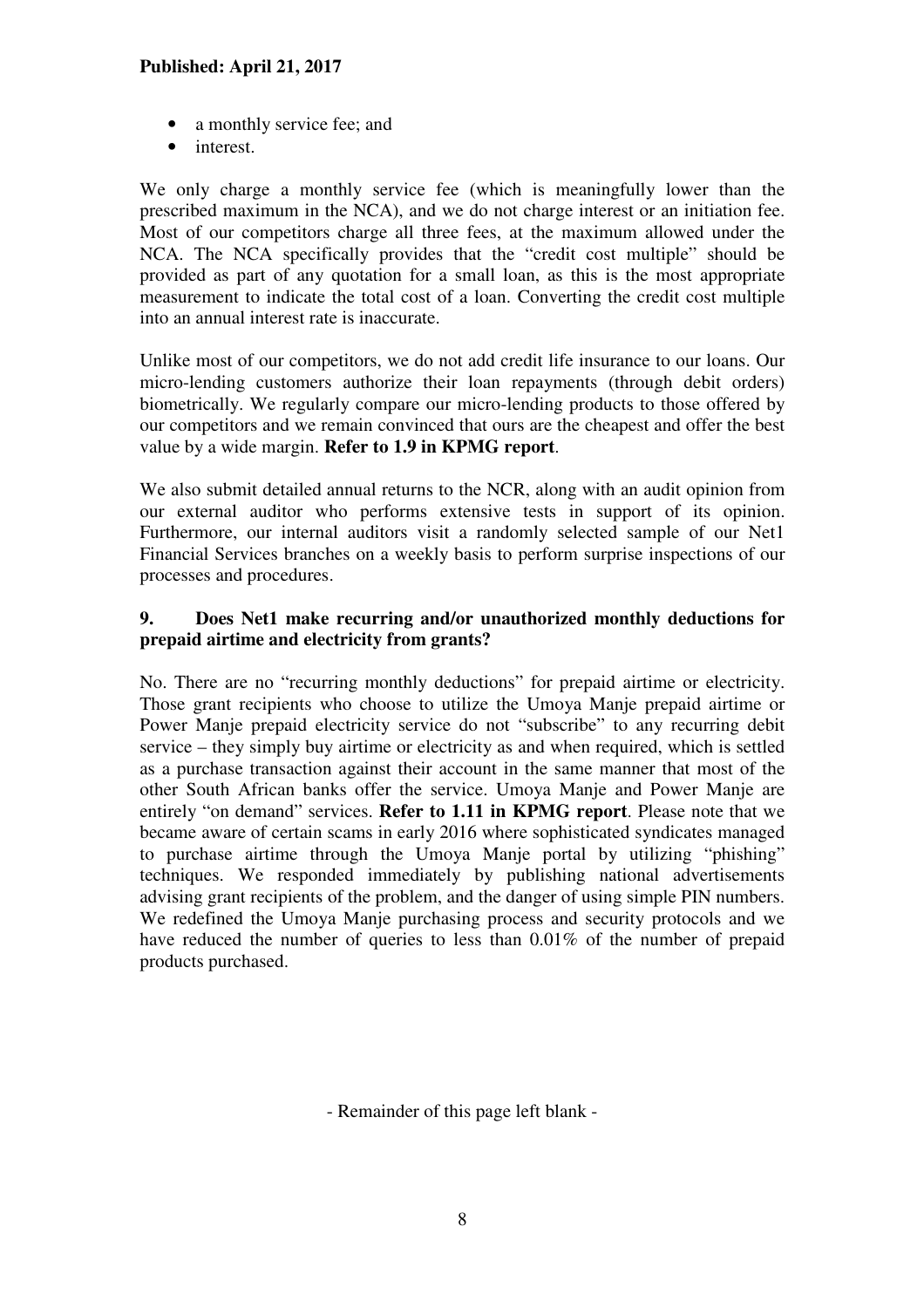- a monthly service fee; and
- interest.

We only charge a monthly service fee (which is meaningfully lower than the prescribed maximum in the NCA), and we do not charge interest or an initiation fee. Most of our competitors charge all three fees, at the maximum allowed under the NCA. The NCA specifically provides that the "credit cost multiple" should be provided as part of any quotation for a small loan, as this is the most appropriate measurement to indicate the total cost of a loan. Converting the credit cost multiple into an annual interest rate is inaccurate.

Unlike most of our competitors, we do not add credit life insurance to our loans. Our micro-lending customers authorize their loan repayments (through debit orders) biometrically. We regularly compare our micro-lending products to those offered by our competitors and we remain convinced that ours are the cheapest and offer the best value by a wide margin. **Refer to 1.9 in KPMG report**.

We also submit detailed annual returns to the NCR, along with an audit opinion from our external auditor who performs extensive tests in support of its opinion. Furthermore, our internal auditors visit a randomly selected sample of our Net1 Financial Services branches on a weekly basis to perform surprise inspections of our processes and procedures.

### 9. Does Net1 make recurring and/or unauthorized monthly deductions for prepaid airtime and electricity from grants?

No. There are no "recurring monthly deductions" for prepaid airtime or electricity. Those grant recipients who choose to utilize the Umoya Manje prepaid airtime or Power Manje prepaid electricity service do not "subscribe" to any recurring debit service – they simply buy airtime or electricity as and when required, which is settled as a purchase transaction against their account in the same manner that most of the other South African banks offer the service. Umoya Manje and Power Manje are entirely "on demand" services. **Refer to 1.11 in KPMG report**. Please note that we became aware of certain scams in early 2016 where sophisticated syndicates managed to purchase airtime through the Umoya Manje portal by utilizing "phishing" techniques. We responded immediately by publishing national advertisements advising grant recipients of the problem, and the danger of using simple PIN numbers. We redefined the Umoya Manje purchasing process and security protocols and we have reduced the number of queries to less than 0.01% of the number of prepaid products purchased.

- Remainder of this page left blank -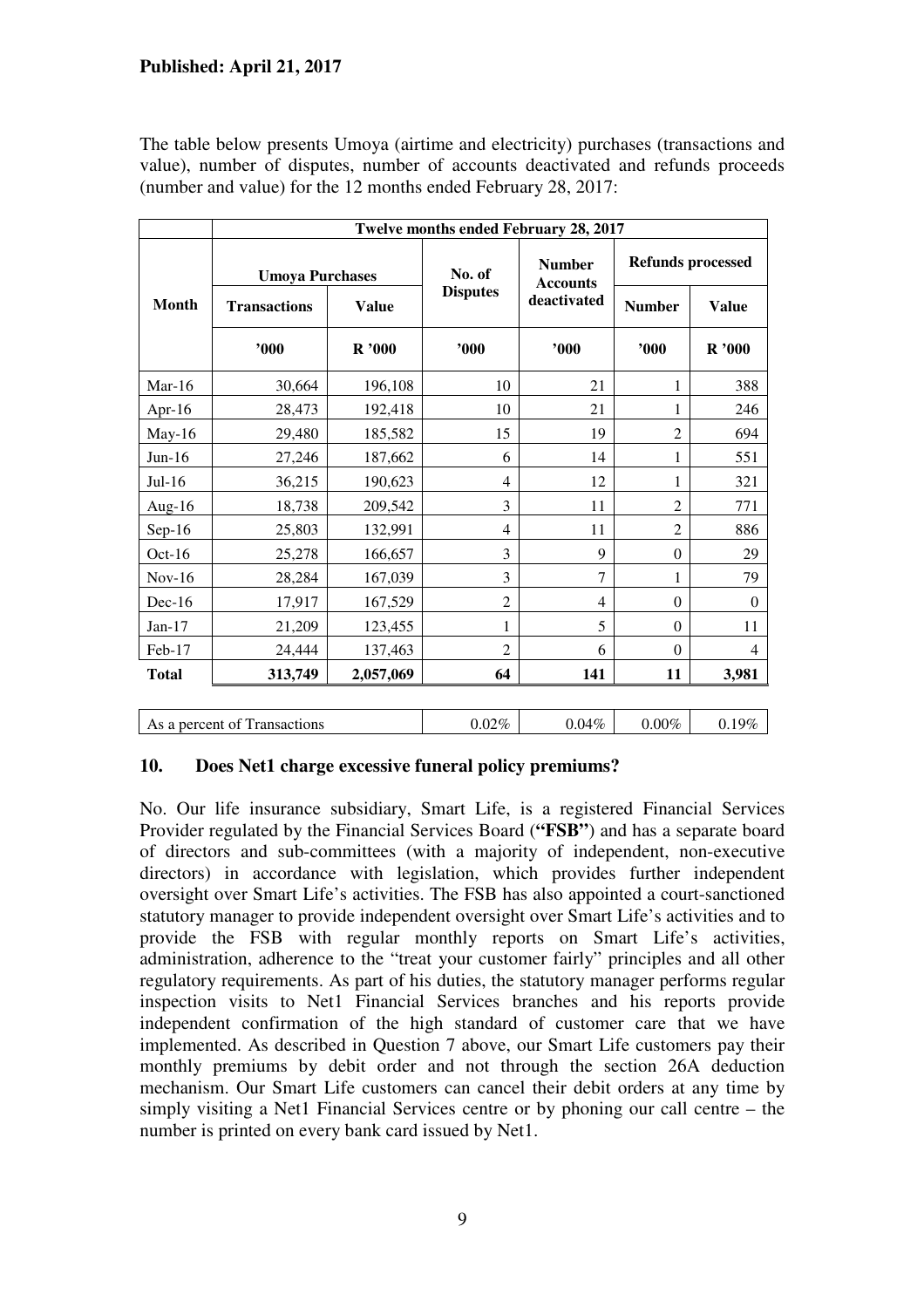**Published: April 21, 2017**

The table below presents Umoya (airtime and electricity) purchases (transactions and value), number of disputes, number of accounts deactivated and refunds proceeds (number and value) for the 12 months ended February 28, 2017:

| | Twelve months ended February 28, 2017 | | | | | |
|---|---|---|---|---|---|---|
| Month | Umoya Purchases | | No. of Disputes | Number Accounts deactivated | Refunds processed | |
| | Transactions | Value | | | Number | Value |
| | '000 | R '000 | '000 | '000 | '000 | R '000 |
| Mar-16 | 30,664 | 196,108 | 10 | 21 | 1 | 388 |
| Apr-16 | 28,473 | 192,418 | 10 | 21 | 1 | 246 |
| May-16 | 29,480 | 185,582 | 15 | 19 | 2 | 694 |
| Jun-16 | 27,246 | 187,662 | 6 | 14 | 1 | 551 |
| Jul-16 | 36,215 | 190,623 | 4 | 12 | 1 | 321 |
| Aug-16 | 18,738 | 209,542 | 3 | 11 | 2 | 771 |
| Sep-16 | 25,803 | 132,991 | 4 | 11 | 2 | 886 |
| Oct-16 | 25,278 | 166,657 | 3 | 9 | 0 | 29 |
| Nov-16 | 28,284 | 167,039 | 3 | 7 | 1 | 79 |
| Dec-16 | 17,917 | 167,529 | 2 | 4 | 0 | 0 |
| Jan-17 | 21,209 | 123,455 | 1 | 5 | 0 | 11 |
| Feb-17 | 24,444 | 137,463 | 2 | 6 | 0 | 4 |
| **Total** | **313,749** | **2,057,069** | **64** | **141** | **11** | **3,981** |
| As a percent of Transactions | | | 0.02% | 0.04% | 0.00% | 0.19% |

## 10. Does Net1 charge excessive funeral policy premiums?

No. Our life insurance subsidiary, Smart Life, is a registered Financial Services Provider regulated by the Financial Services Board (**"FSB"**) and has a separate board of directors and sub-committees (with a majority of independent, non-executive directors) in accordance with legislation, which provides further independent oversight over Smart Life's activities. The FSB has also appointed a court-sanctioned statutory manager to provide independent oversight over Smart Life's activities and to provide the FSB with regular monthly reports on Smart Life's activities, administration, adherence to the "treat your customer fairly" principles and all other regulatory requirements. As part of his duties, the statutory manager performs regular inspection visits to Net1 Financial Services branches and his reports provide independent confirmation of the high standard of customer care that we have implemented. As described in Question 7 above, our Smart Life customers pay their monthly premiums by debit order and not through the section 26A deduction mechanism. Our Smart Life customers can cancel their debit orders at any time by simply visiting a Net1 Financial Services centre or by phoning our call centre – the number is printed on every bank card issued by Net1.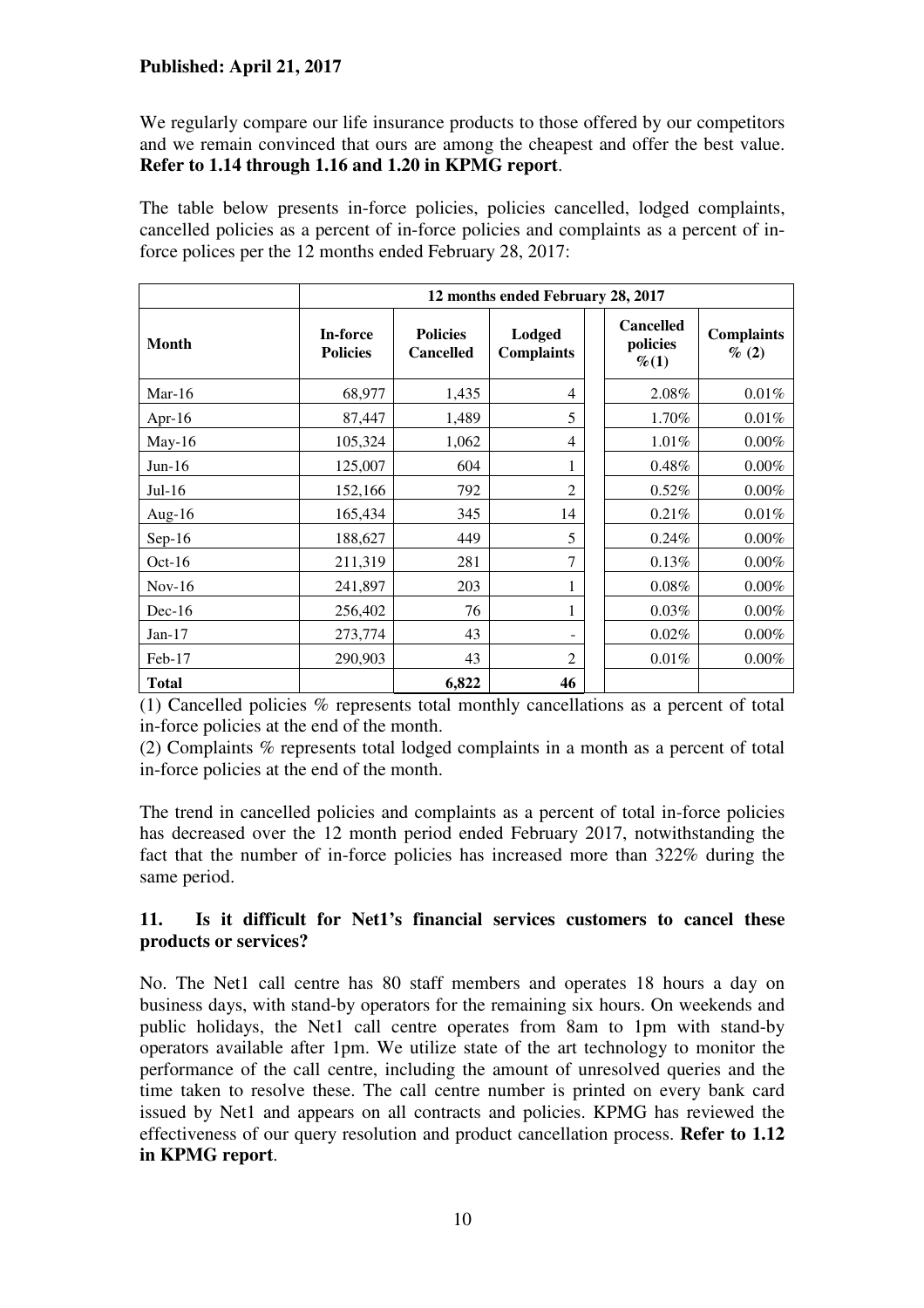**Published: April 21, 2017**

We regularly compare our life insurance products to those offered by our competitors and we remain convinced that ours are among the cheapest and offer the best value. **Refer to 1.14 through 1.16 and 1.20 in KPMG report**.

The table below presents in-force policies, policies cancelled, lodged complaints, cancelled policies as a percent of in-force policies and complaints as a percent of in-force polices per the 12 months ended February 28, 2017:

| | 12 months ended February 28, 2017 | | | | |
|---|---|---|---|---|---|
| **Month** | **In-force Policies** | **Policies Cancelled** | **Lodged Complaints** | **Cancelled policies %(1)** | **Complaints % (2)** |
| Mar-16 | 68,977 | 1,435 | 4 | 2.08% | 0.01% |
| Apr-16 | 87,447 | 1,489 | 5 | 1.70% | 0.01% |
| May-16 | 105,324 | 1,062 | 4 | 1.01% | 0.00% |
| Jun-16 | 125,007 | 604 | 1 | 0.48% | 0.00% |
| Jul-16 | 152,166 | 792 | 2 | 0.52% | 0.00% |
| Aug-16 | 165,434 | 345 | 14 | 0.21% | 0.01% |
| Sep-16 | 188,627 | 449 | 5 | 0.24% | 0.00% |
| Oct-16 | 211,319 | 281 | 7 | 0.13% | 0.00% |
| Nov-16 | 241,897 | 203 | 1 | 0.08% | 0.00% |
| Dec-16 | 256,402 | 76 | 1 | 0.03% | 0.00% |
| Jan-17 | 273,774 | 43 | - | 0.02% | 0.00% |
| Feb-17 | 290,903 | 43 | 2 | 0.01% | 0.00% |
| **Total** | | **6,822** | **46** | | |

(1) Cancelled policies % represents total monthly cancellations as a percent of total in-force policies at the end of the month.

(2) Complaints % represents total lodged complaints in a month as a percent of total in-force policies at the end of the month.

The trend in cancelled policies and complaints as a percent of total in-force policies has decreased over the 12 month period ended February 2017, notwithstanding the fact that the number of in-force policies has increased more than 322% during the same period.

### 11. Is it difficult for Net1's financial services customers to cancel these products or services?

No. The Net1 call centre has 80 staff members and operates 18 hours a day on business days, with stand-by operators for the remaining six hours. On weekends and public holidays, the Net1 call centre operates from 8am to 1pm with stand-by operators available after 1pm. We utilize state of the art technology to monitor the performance of the call centre, including the amount of unresolved queries and the time taken to resolve these. The call centre number is printed on every bank card issued by Net1 and appears on all contracts and policies. KPMG has reviewed the effectiveness of our query resolution and product cancellation process. **Refer to 1.12 in KPMG report**.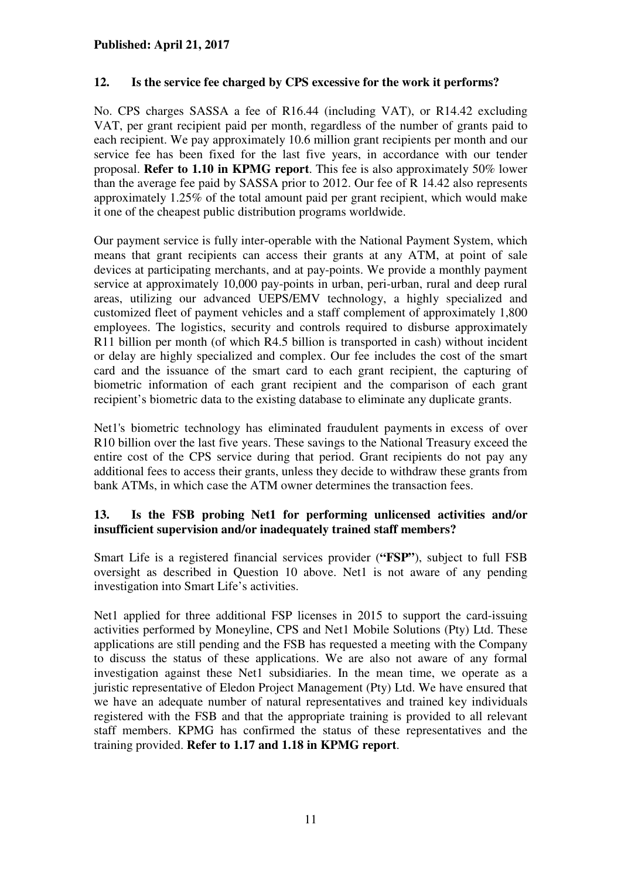**Published: April 21, 2017**

**12. Is the service fee charged by CPS excessive for the work it performs?**

No. CPS charges SASSA a fee of R16.44 (including VAT), or R14.42 excluding VAT, per grant recipient paid per month, regardless of the number of grants paid to each recipient. We pay approximately 10.6 million grant recipients per month and our service fee has been fixed for the last five years, in accordance with our tender proposal. **Refer to 1.10 in KPMG report**. This fee is also approximately 50% lower than the average fee paid by SASSA prior to 2012. Our fee of R 14.42 also represents approximately 1.25% of the total amount paid per grant recipient, which would make it one of the cheapest public distribution programs worldwide.

Our payment service is fully inter-operable with the National Payment System, which means that grant recipients can access their grants at any ATM, at point of sale devices at participating merchants, and at pay-points. We provide a monthly payment service at approximately 10,000 pay-points in urban, peri-urban, rural and deep rural areas, utilizing our advanced UEPS/EMV technology, a highly specialized and customized fleet of payment vehicles and a staff complement of approximately 1,800 employees. The logistics, security and controls required to disburse approximately R11 billion per month (of which R4.5 billion is transported in cash) without incident or delay are highly specialized and complex. Our fee includes the cost of the smart card and the issuance of the smart card to each grant recipient, the capturing of biometric information of each grant recipient and the comparison of each grant recipient's biometric data to the existing database to eliminate any duplicate grants.

Net1's biometric technology has eliminated fraudulent payments in excess of over R10 billion over the last five years. These savings to the National Treasury exceed the entire cost of the CPS service during that period. Grant recipients do not pay any additional fees to access their grants, unless they decide to withdraw these grants from bank ATMs, in which case the ATM owner determines the transaction fees.

**13. Is the FSB probing Net1 for performing unlicensed activities and/or insufficient supervision and/or inadequately trained staff members?**

Smart Life is a registered financial services provider (**"FSP"**), subject to full FSB oversight as described in Question 10 above. Net1 is not aware of any pending investigation into Smart Life's activities.

Net1 applied for three additional FSP licenses in 2015 to support the card-issuing activities performed by Moneyline, CPS and Net1 Mobile Solutions (Pty) Ltd. These applications are still pending and the FSB has requested a meeting with the Company to discuss the status of these applications. We are also not aware of any formal investigation against these Net1 subsidiaries. In the mean time, we operate as a juristic representative of Eledon Project Management (Pty) Ltd. We have ensured that we have an adequate number of natural representatives and trained key individuals registered with the FSB and that the appropriate training is provided to all relevant staff members. KPMG has confirmed the status of these representatives and the training provided. **Refer to 1.17 and 1.18 in KPMG report**.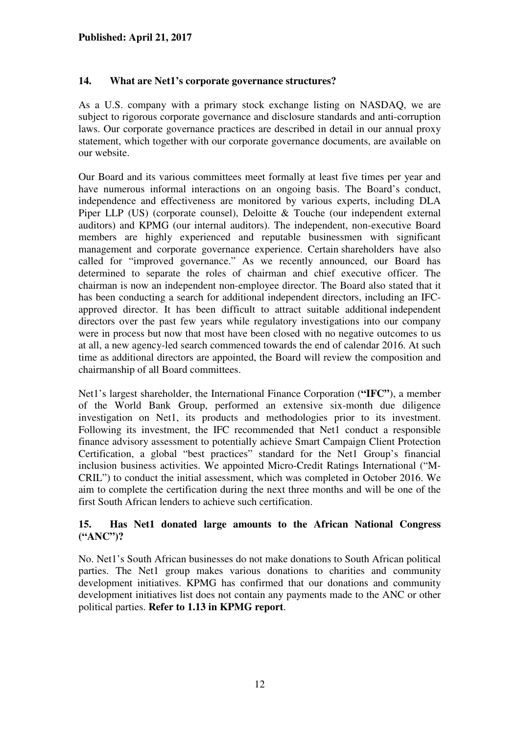**Published: April 21, 2017**

### 14. What are Net1's corporate governance structures?

As a U.S. company with a primary stock exchange listing on NASDAQ, we are subject to rigorous corporate governance and disclosure standards and anti-corruption laws. Our corporate governance practices are described in detail in our annual proxy statement, which together with our corporate governance documents, are available on our website.

Our Board and its various committees meet formally at least five times per year and have numerous informal interactions on an ongoing basis. The Board's conduct, independence and effectiveness are monitored by various experts, including DLA Piper LLP (US) (corporate counsel), Deloitte & Touche (our independent external auditors) and KPMG (our internal auditors). The independent, non-executive Board members are highly experienced and reputable businessmen with significant management and corporate governance experience. Certain shareholders have also called for "improved governance." As we recently announced, our Board has determined to separate the roles of chairman and chief executive officer. The chairman is now an independent non-employee director. The Board also stated that it has been conducting a search for additional independent directors, including an IFC-approved director. It has been difficult to attract suitable additional independent directors over the past few years while regulatory investigations into our company were in process but now that most have been closed with no negative outcomes to us at all, a new agency-led search commenced towards the end of calendar 2016. At such time as additional directors are appointed, the Board will review the composition and chairmanship of all Board committees.

Net1's largest shareholder, the International Finance Corporation (**"IFC"**), a member of the World Bank Group, performed an extensive six-month due diligence investigation on Net1, its products and methodologies prior to its investment. Following its investment, the IFC recommended that Net1 conduct a responsible finance advisory assessment to potentially achieve Smart Campaign Client Protection Certification, a global "best practices" standard for the Net1 Group's financial inclusion business activities. We appointed Micro-Credit Ratings International ("M-CRIL") to conduct the initial assessment, which was completed in October 2016. We aim to complete the certification during the next three months and will be one of the first South African lenders to achieve such certification.

### 15. Has Net1 donated large amounts to the African National Congress ("ANC")?

No. Net1's South African businesses do not make donations to South African political parties. The Net1 group makes various donations to charities and community development initiatives. KPMG has confirmed that our donations and community development initiatives list does not contain any payments made to the ANC or other political parties. **Refer to 1.13 in KPMG report**.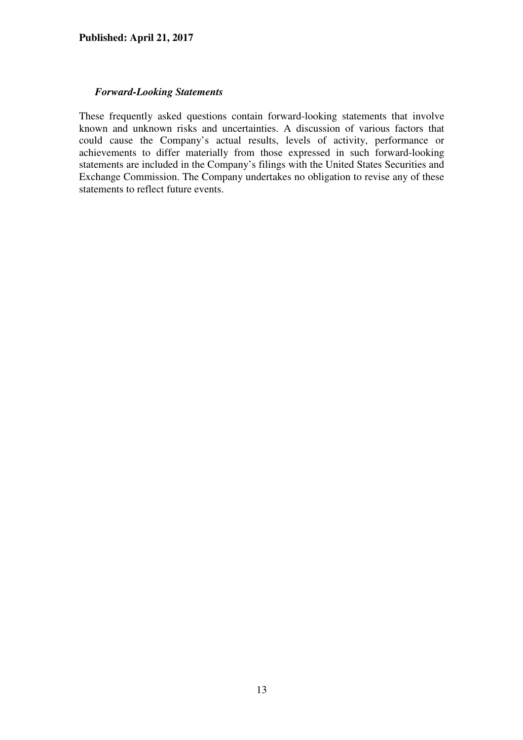**Published: April 21, 2017**

***Forward-Looking Statements***

These frequently asked questions contain forward-looking statements that involve known and unknown risks and uncertainties. A discussion of various factors that could cause the Company's actual results, levels of activity, performance or achievements to differ materially from those expressed in such forward-looking statements are included in the Company's filings with the United States Securities and Exchange Commission. The Company undertakes no obligation to revise any of these statements to reflect future events.